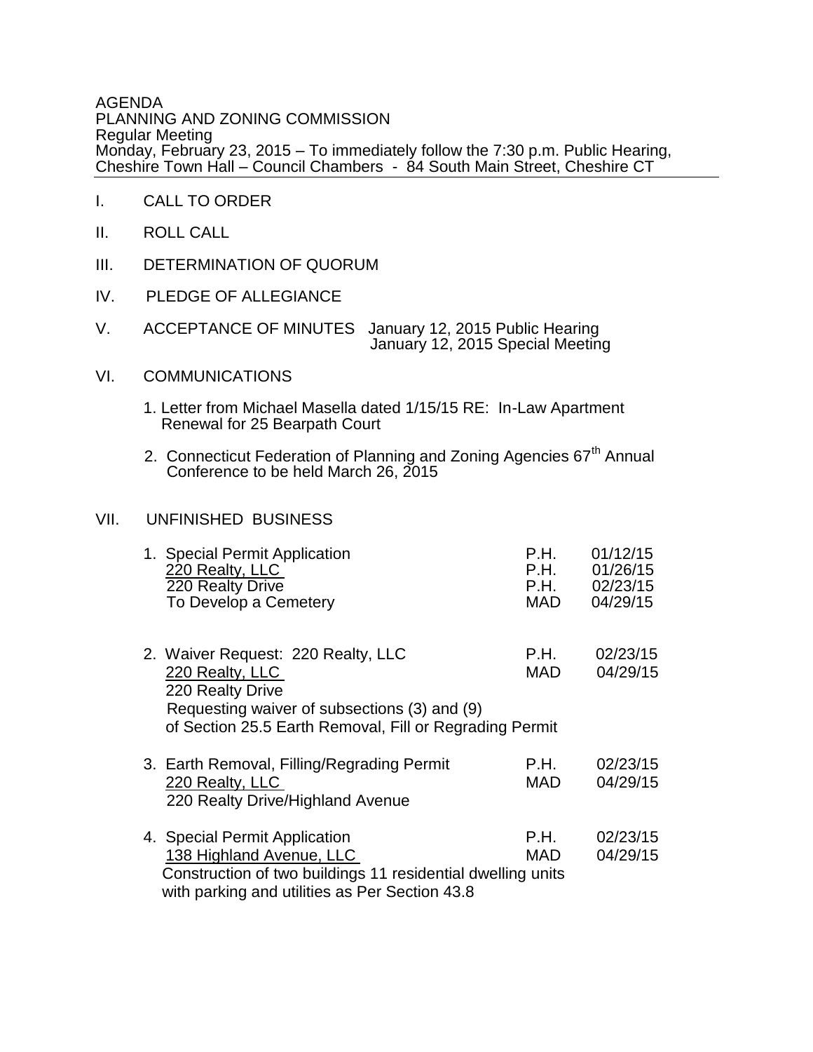AGENDA
PLANNING AND ZONING COMMISSION
Regular Meeting
Monday, February 23, 2015 – To immediately follow the 7:30 p.m. Public Hearing, Cheshire Town Hall – Council Chambers - 84 South Main Street, Cheshire CT

---

I. CALL TO ORDER

II. ROLL CALL

III. DETERMINATION OF QUORUM

IV. PLEDGE OF ALLEGIANCE

V. ACCEPTANCE OF MINUTES January 12, 2015 Public Hearing
January 12, 2015 Special Meeting

VI. COMMUNICATIONS

1. Letter from Michael Masella dated 1/15/15 RE: In-Law Apartment Renewal for 25 Bearpath Court

2. Connecticut Federation of Planning and Zoning Agencies 67th Annual Conference to be held March 26, 2015

VII. UNFINISHED BUSINESS

| | | |
|---|---|---|
| 1. Special Permit Application<br>220 Realty, LLC<br>220 Realty Drive<br>To Develop a Cemetery | P.H.<br>P.H.<br>P.H.<br>MAD | 01/12/15<br>01/26/15<br>02/23/15<br>04/29/15 |
| 2. Waiver Request: 220 Realty, LLC<br>220 Realty, LLC<br>220 Realty Drive<br>Requesting waiver of subsections (3) and (9) of Section 25.5 Earth Removal, Fill or Regrading Permit | P.H.<br>MAD | 02/23/15<br>04/29/15 |
| 3. Earth Removal, Filling/Regrading Permit<br>220 Realty, LLC<br>220 Realty Drive/Highland Avenue | P.H.<br>MAD | 02/23/15<br>04/29/15 |
| 4. Special Permit Application<br>138 Highland Avenue, LLC<br>Construction of two buildings 11 residential dwelling units with parking and utilities as Per Section 43.8 | P.H.<br>MAD | 02/23/15<br>04/29/15 |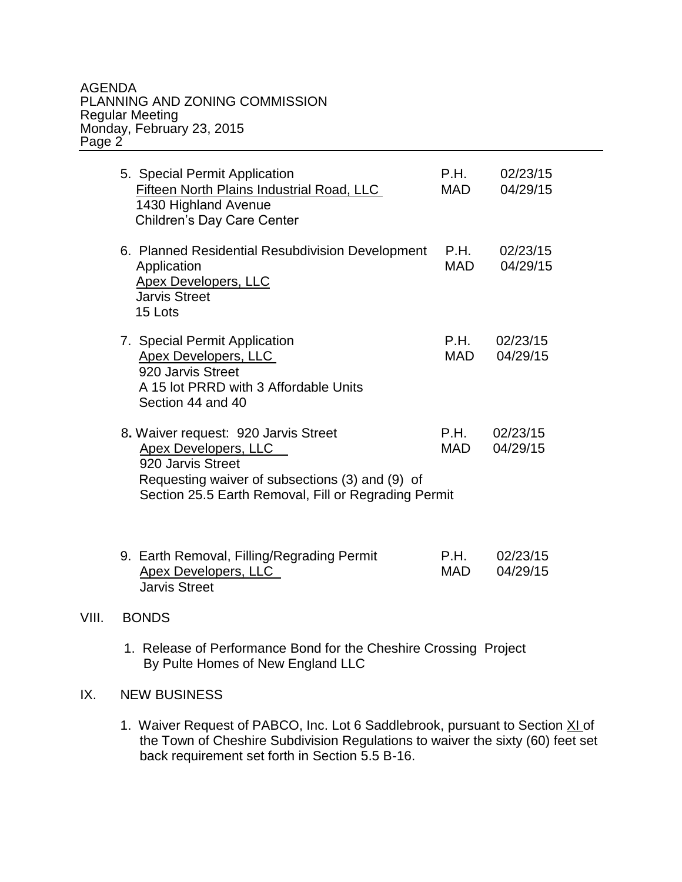5. Special Permit Application — P.H. 02/23/15, MAD 04/29/15
   <u>Fifteen North Plains Industrial Road, LLC</u>
   1430 Highland Avenue
   Children's Day Care Center

6. Planned Residential Resubdivision Development Application — P.H. 02/23/15, MAD 04/29/15
   <u>Apex Developers, LLC</u>
   <u>Jarvis Street</u>
   15 Lots

7. Special Permit Application — P.H. 02/23/15, MAD 04/29/15
   <u>Apex Developers, LLC</u>
   920 Jarvis Street
   A 15 lot PRRD with 3 Affordable Units
   Section 44 and 40

8. Waiver request: 920 Jarvis Street — P.H. 02/23/15, MAD 04/29/15
   <u>Apex Developers, LLC</u>
   920 Jarvis Street
   Requesting waiver of subsections (3) and (9) of Section 25.5 Earth Removal, Fill or Regrading Permit

9. Earth Removal, Filling/Regrading Permit — P.H. 02/23/15, MAD 04/29/15
   <u>Apex Developers, LLC</u>
   Jarvis Street

## VIII. BONDS

1. Release of Performance Bond for the Cheshire Crossing Project By Pulte Homes of New England LLC

## IX. NEW BUSINESS

1. Waiver Request of PABCO, Inc. Lot 6 Saddlebrook, pursuant to Section XI of the Town of Cheshire Subdivision Regulations to waiver the sixty (60) feet set back requirement set forth in Section 5.5 B-16.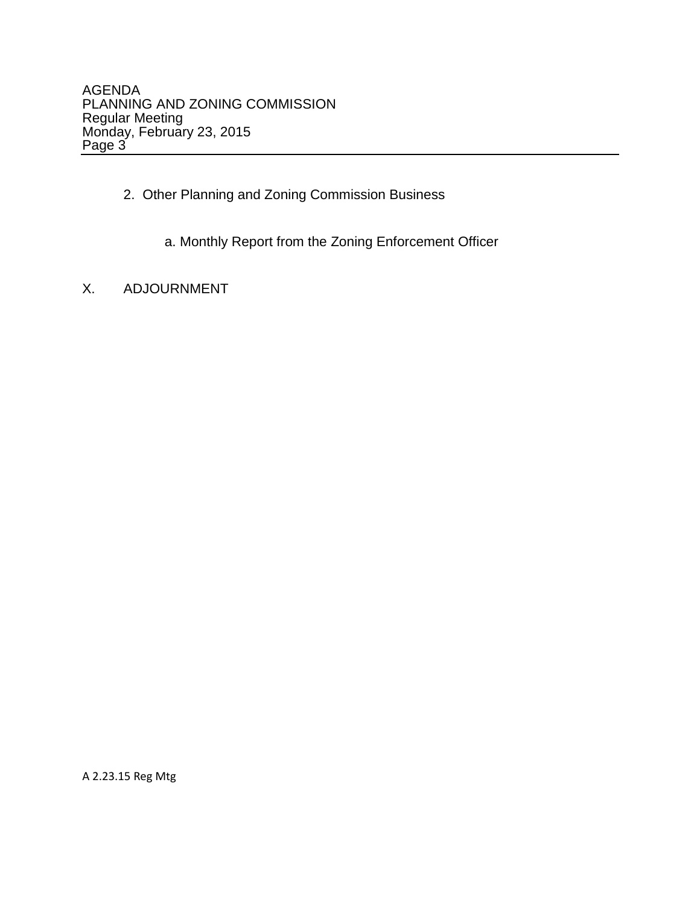2. Other Planning and Zoning Commission Business

   a. Monthly Report from the Zoning Enforcement Officer

X. ADJOURNMENT